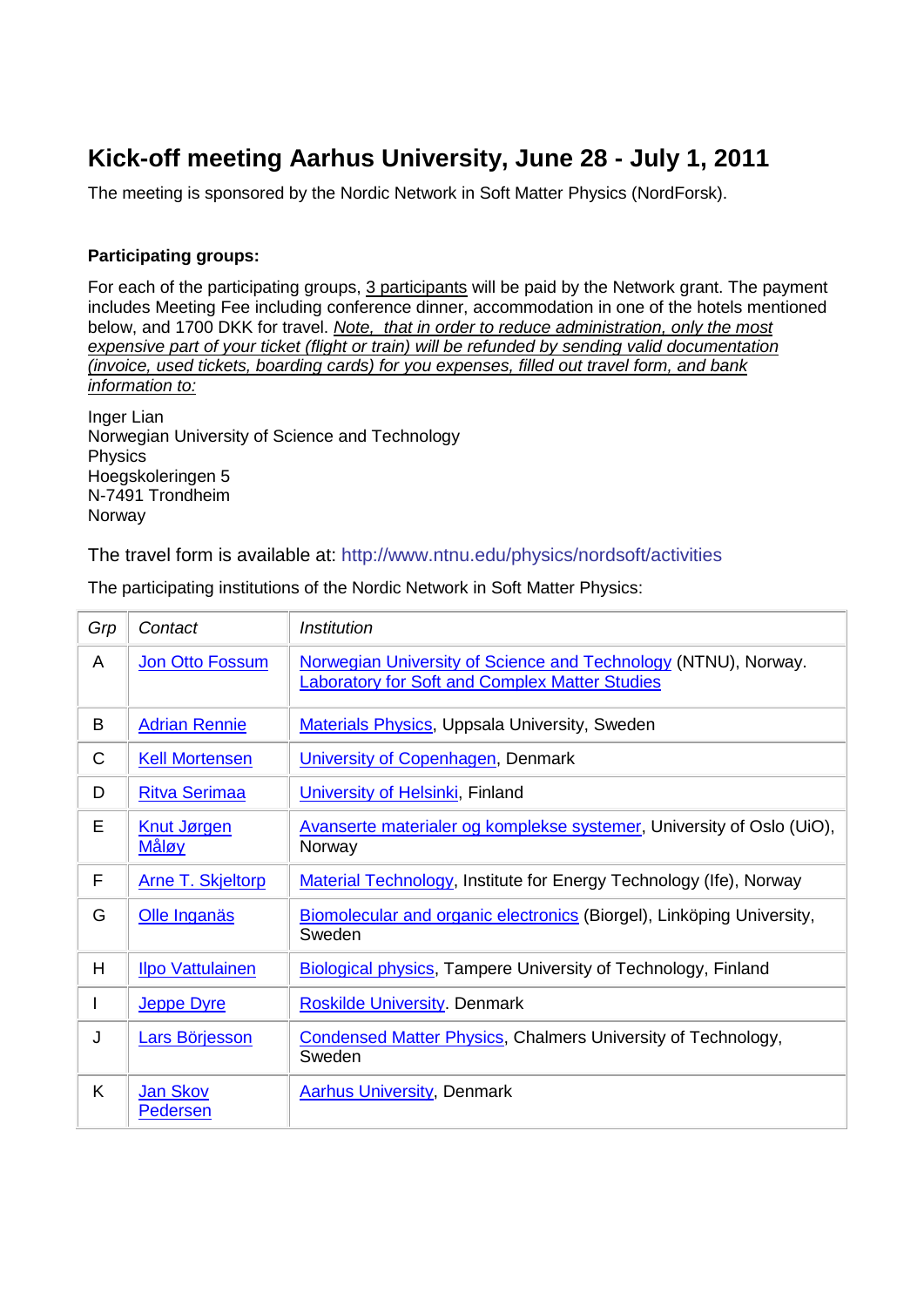# Kick-off meeting Aarhus University, June 28 - July 1, 2011

The meeting is sponsored by the Nordic Network in Soft Matter Physics (NordForsk).

**Participating groups:**

For each of the participating groups, 3 participants will be paid by the Network grant. The payment includes Meeting Fee including conference dinner, accommodation in one of the hotels mentioned below, and 1700 DKK for travel. *Note, that in order to reduce administration, only the most expensive part of your ticket (flight or train) will be refunded by sending valid documentation (invoice, used tickets, boarding cards) for you expenses, filled out travel form, and bank information to:*

Inger Lian
Norwegian University of Science and Technology
Physics
Hoegskoleringen 5
N-7491 Trondheim
Norway

The travel form is available at: http://www.ntnu.edu/physics/nordsoft/activities

The participating institutions of the Nordic Network in Soft Matter Physics:

| *Grp* | *Contact* | *Institution* |
|---|---|---|
| A | Jon Otto Fossum | Norwegian University of Science and Technology (NTNU), Norway. Laboratory for Soft and Complex Matter Studies |
| B | Adrian Rennie | Materials Physics, Uppsala University, Sweden |
| C | Kell Mortensen | University of Copenhagen, Denmark |
| D | Ritva Serimaa | University of Helsinki, Finland |
| E | Knut Jørgen Måløy | Avanserte materialer og komplekse systemer, University of Oslo (UiO), Norway |
| F | Arne T. Skjeltorp | Material Technology, Institute for Energy Technology (Ife), Norway |
| G | Olle Inganäs | Biomolecular and organic electronics (Biorgel), Linköping University, Sweden |
| H | Ilpo Vattulainen | Biological physics, Tampere University of Technology, Finland |
| I | Jeppe Dyre | Roskilde University. Denmark |
| J | Lars Börjesson | Condensed Matter Physics, Chalmers University of Technology, Sweden |
| K | Jan Skov Pedersen | Aarhus University, Denmark |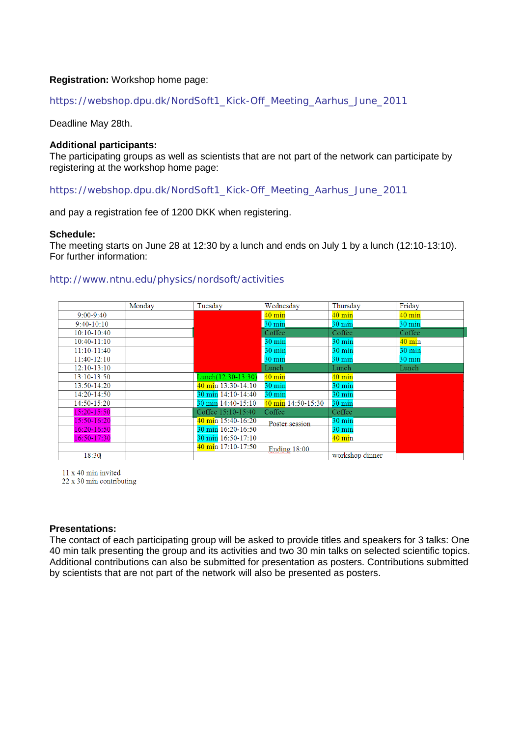**Registration:** Workshop home page:

https://webshop.dpu.dk/NordSoft1_Kick-Off_Meeting_Aarhus_June_2011

Deadline May 28th.

**Additional participants:**
The participating groups as well as scientists that are not part of the network can participate by registering at the workshop home page:

https://webshop.dpu.dk/NordSoft1_Kick-Off_Meeting_Aarhus_June_2011

and pay a registration fee of 1200 DKK when registering.

**Schedule:**
The meeting starts on June 28 at 12:30 by a lunch and ends on July 1 by a lunch (12:10-13:10).
For further information:

http://www.ntnu.edu/physics/nordsoft/activities

| | Monday | Tuesday | Wednesday | Thursday | Friday |
|---|---|---|---|---|---|
| 9:00-9:40 | | | 40 min | 40 min | 40 min |
| 9:40-10:10 | | | 30 min | 30 min | 30 min |
| 10:10-10:40 | | | Coffee | Coffee | Coffee |
| 10:40-11:10 | | | 30 min | 30 min | 40 min |
| 11:10-11:40 | | | 30 min | 30 min | 30 min |
| 11:40-12:10 | | | 30 min | 30 min | 30 min |
| 12:10-13:10 | | | Lunch | Lunch | Lunch |
| 13:10-13:50 | | Lunch(12:30-13:30) | 40 min | 40 min | |
| 13:50-14:20 | | 40 min 13:30-14:10 | 30 min | 30 min | |
| 14:20-14:50 | | 30 min 14:10-14:40 | 30 min | 30 min | |
| 14:50-15:20 | | 30 min 14:40-15:10 | 40 min 14:50-15:30 | 30 min | |
| 15:20-15:50 | | Coffee 15:10-15:40 | Coffee | Coffee | |
| 15:50-16:20 | | 40 min 15:40-16:20 | Poster session | 30 min | |
| 16:20-16:50 | | 30 min 16:20-16:50 | | 30 min | |
| 16:50-17:30 | | 30 min 16:50-17:10 | | 40 min | |
| | | 40 min 17:10-17:50 | Ending 18:00 | | |
| 18:30 | | | | workshop dinner | |

11 x 40 min invited
22 x 30 min contributing

**Presentations:**
The contact of each participating group will be asked to provide titles and speakers for 3 talks: One 40 min talk presenting the group and its activities and two 30 min talks on selected scientific topics. Additional contributions can also be submitted for presentation as posters. Contributions submitted by scientists that are not part of the network will also be presented as posters.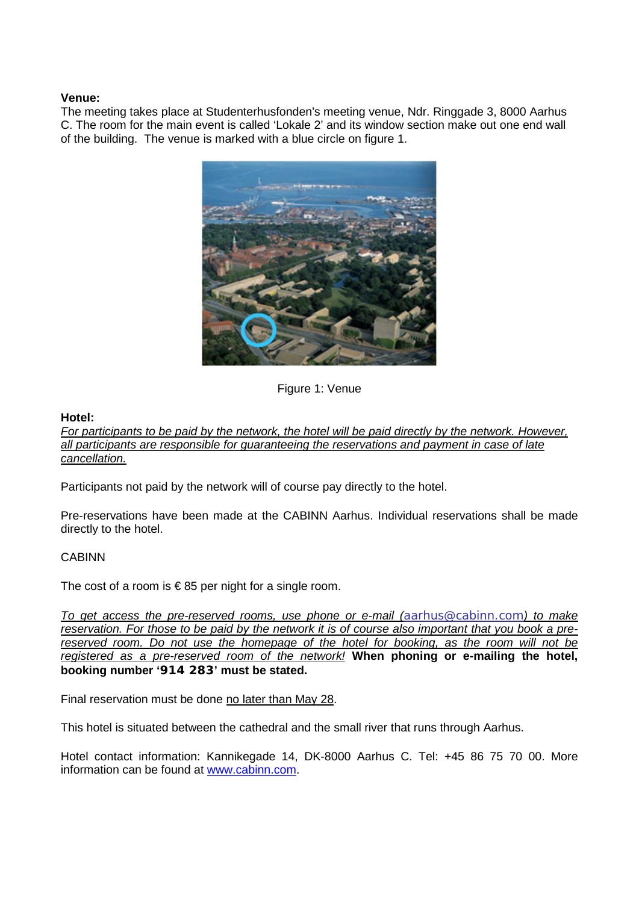**Venue:**
The meeting takes place at Studenterhusfonden's meeting venue, Ndr. Ringgade 3, 8000 Aarhus C. The room for the main event is called 'Lokale 2' and its window section make out one end wall of the building. The venue is marked with a blue circle on figure 1.

Figure 1: Venue

**Hotel:**
*For participants to be paid by the network, the hotel will be paid directly by the network. However, all participants are responsible for guaranteeing the reservations and payment in case of late cancellation.*

Participants not paid by the network will of course pay directly to the hotel.

Pre-reservations have been made at the CABINN Aarhus. Individual reservations shall be made directly to the hotel.

CABINN

The cost of a room is € 85 per night for a single room.

*To get access the pre-reserved rooms, use phone or e-mail (aarhus@cabinn.com) to make reservation. For those to be paid by the network it is of course also important that you book a pre-reserved room. Do not use the homepage of the hotel for booking, as the room will not be registered as a pre-reserved room of the network!* **When phoning or e-mailing the hotel, booking number '914 283' must be stated.**

Final reservation must be done no later than May 28.

This hotel is situated between the cathedral and the small river that runs through Aarhus.

Hotel contact information: Kannikegade 14, DK-8000 Aarhus C. Tel: +45 86 75 70 00. More information can be found at [www.cabinn.com](http://www.cabinn.com).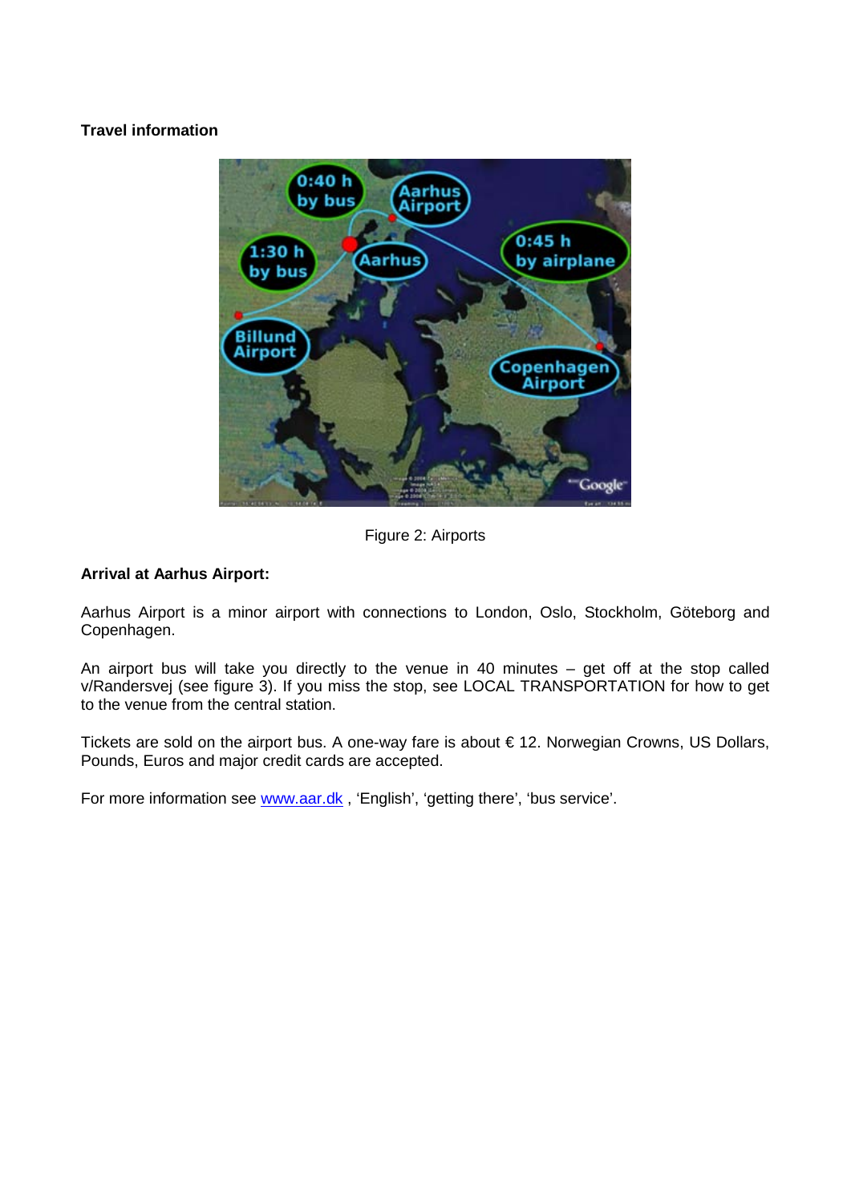**Travel information**

Figure 2: Airports

**Arrival at Aarhus Airport:**

Aarhus Airport is a minor airport with connections to London, Oslo, Stockholm, Göteborg and Copenhagen.

An airport bus will take you directly to the venue in 40 minutes – get off at the stop called v/Randersvej (see figure 3). If you miss the stop, see LOCAL TRANSPORTATION for how to get to the venue from the central station.

Tickets are sold on the airport bus. A one-way fare is about € 12. Norwegian Crowns, US Dollars, Pounds, Euros and major credit cards are accepted.

For more information see [www.aar.dk](http://www.aar.dk) , 'English', 'getting there', 'bus service'.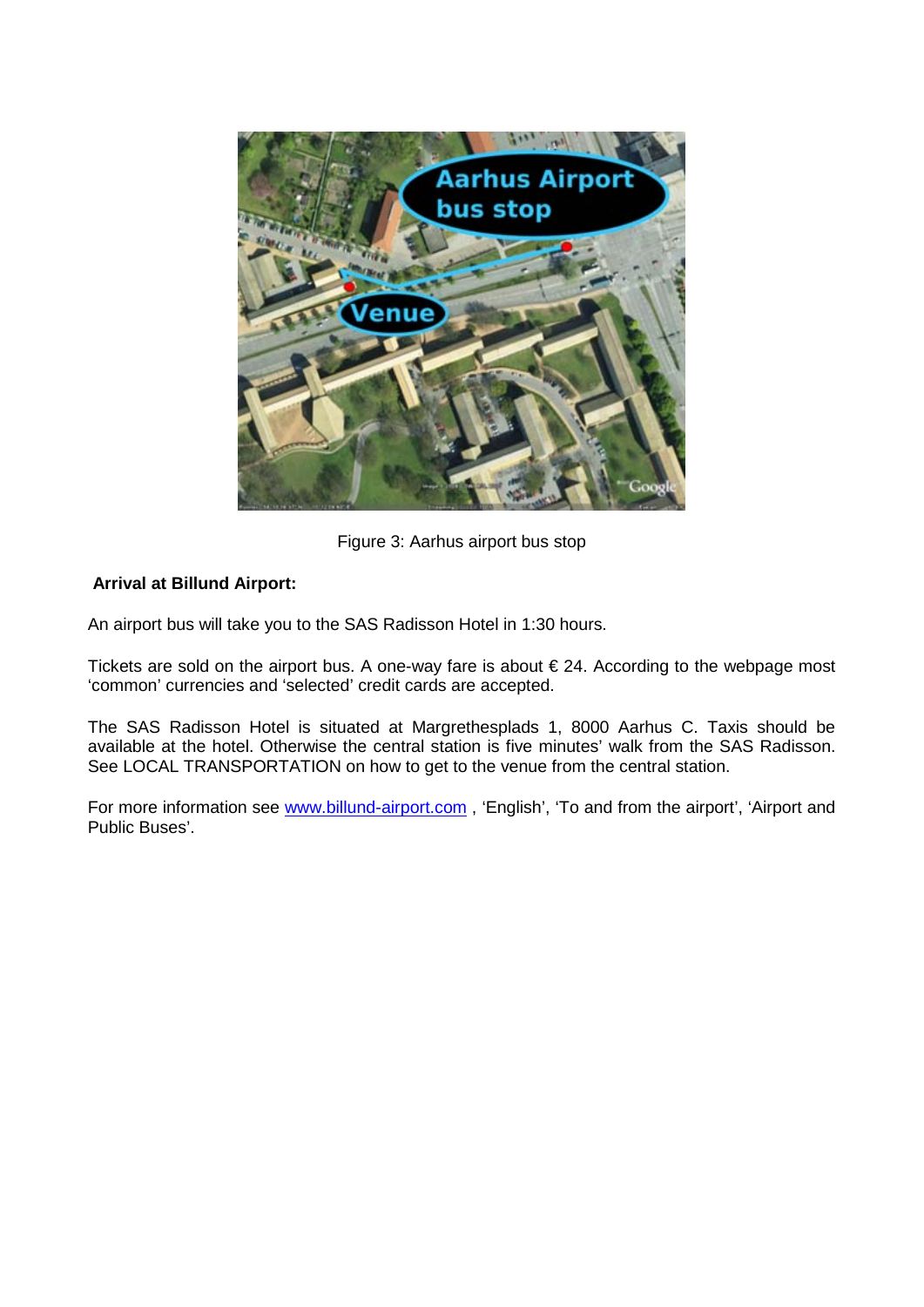Figure 3: Aarhus airport bus stop

**Arrival at Billund Airport:**

An airport bus will take you to the SAS Radisson Hotel in 1:30 hours.

Tickets are sold on the airport bus. A one-way fare is about € 24. According to the webpage most 'common' currencies and 'selected' credit cards are accepted.

The SAS Radisson Hotel is situated at Margrethesplads 1, 8000 Aarhus C. Taxis should be available at the hotel. Otherwise the central station is five minutes' walk from the SAS Radisson. See LOCAL TRANSPORTATION on how to get to the venue from the central station.

For more information see [www.billund-airport.com](http://www.billund-airport.com) , 'English', 'To and from the airport', 'Airport and Public Buses'.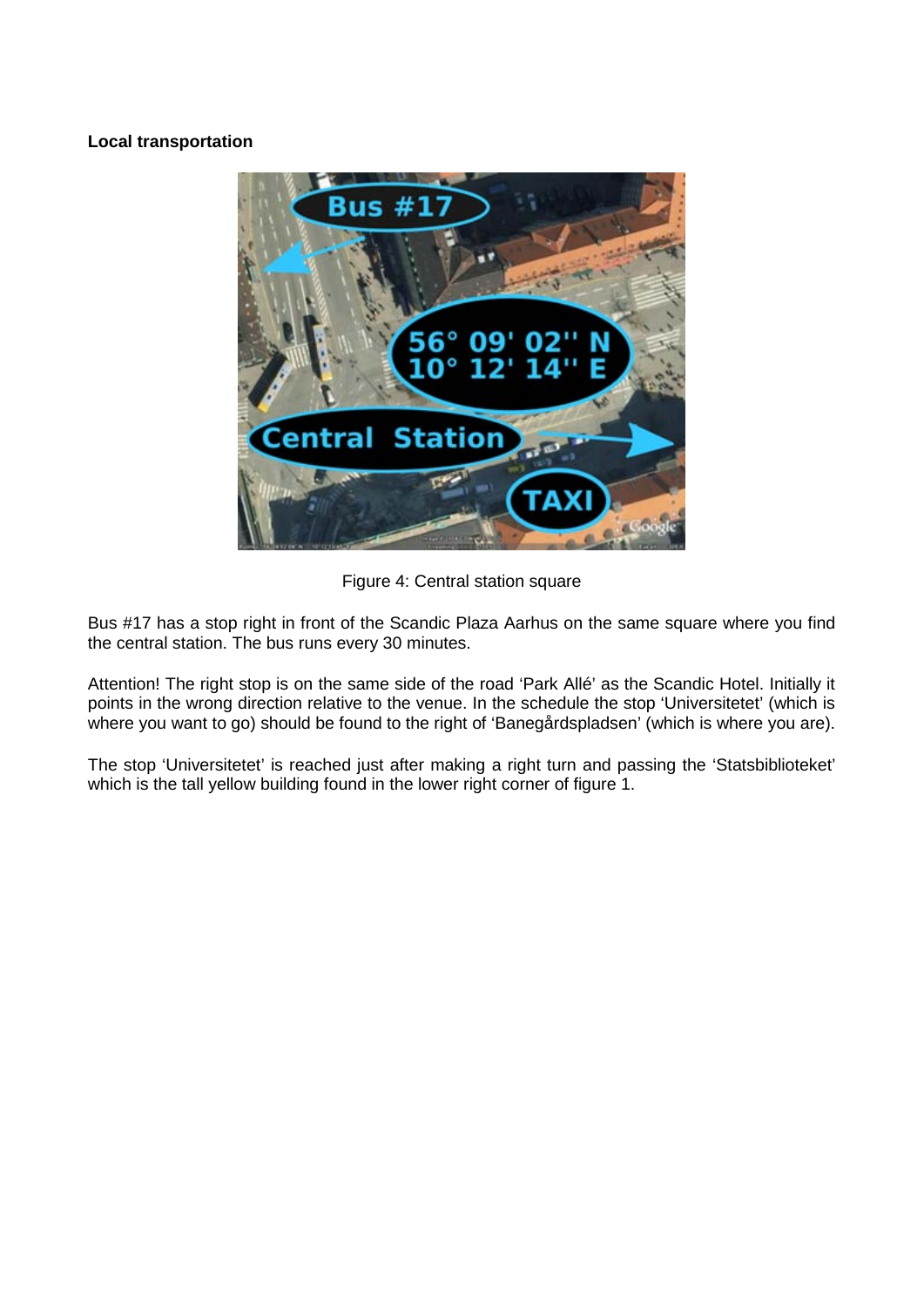**Local transportation**

Figure 4: Central station square

Bus #17 has a stop right in front of the Scandic Plaza Aarhus on the same square where you find the central station. The bus runs every 30 minutes.

Attention! The right stop is on the same side of the road 'Park Allé' as the Scandic Hotel. Initially it points in the wrong direction relative to the venue. In the schedule the stop 'Universitetet' (which is where you want to go) should be found to the right of 'Banegårdspladsen' (which is where you are).

The stop 'Universitetet' is reached just after making a right turn and passing the 'Statsbiblioteket' which is the tall yellow building found in the lower right corner of figure 1.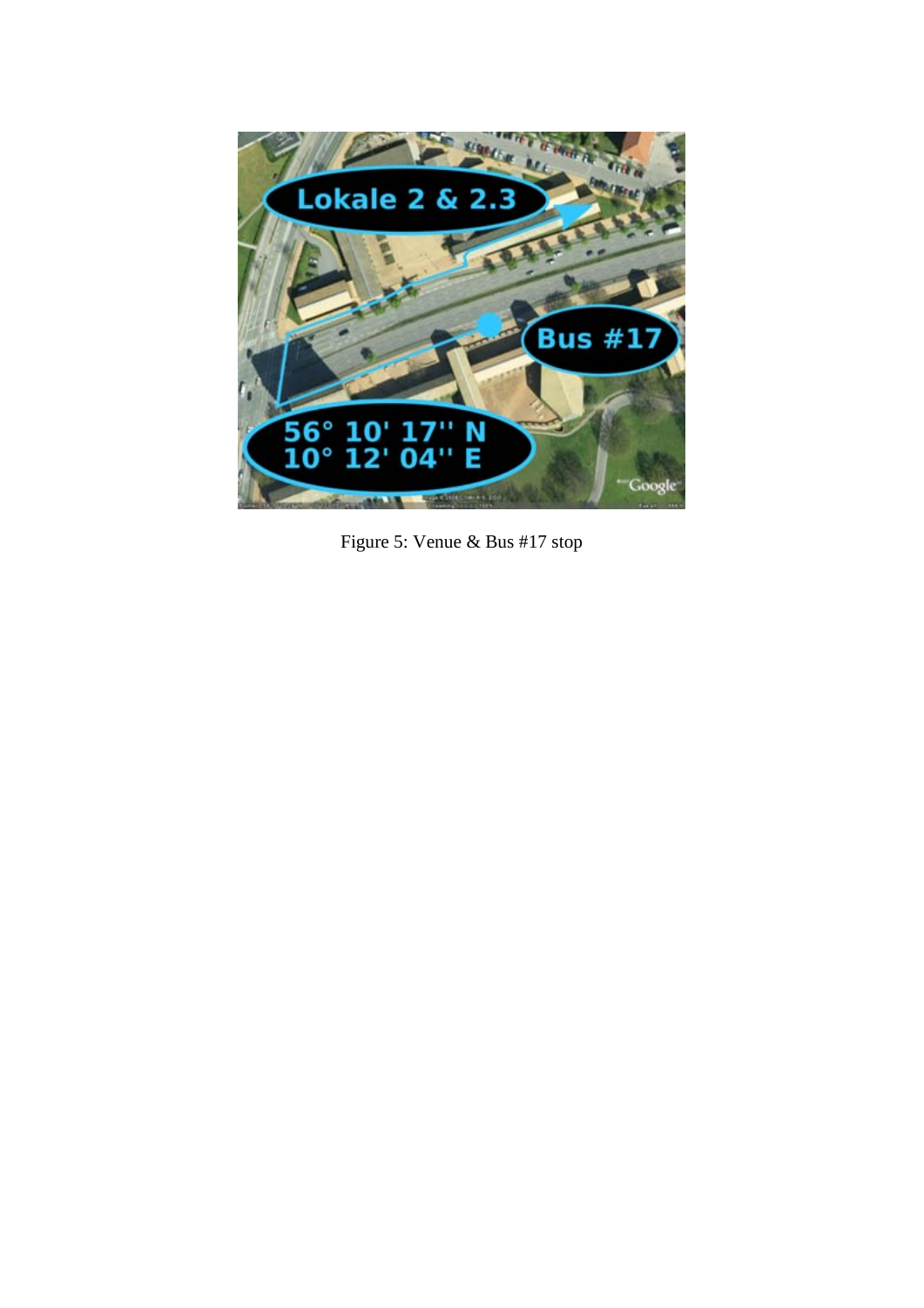Figure 5: Venue & Bus #17 stop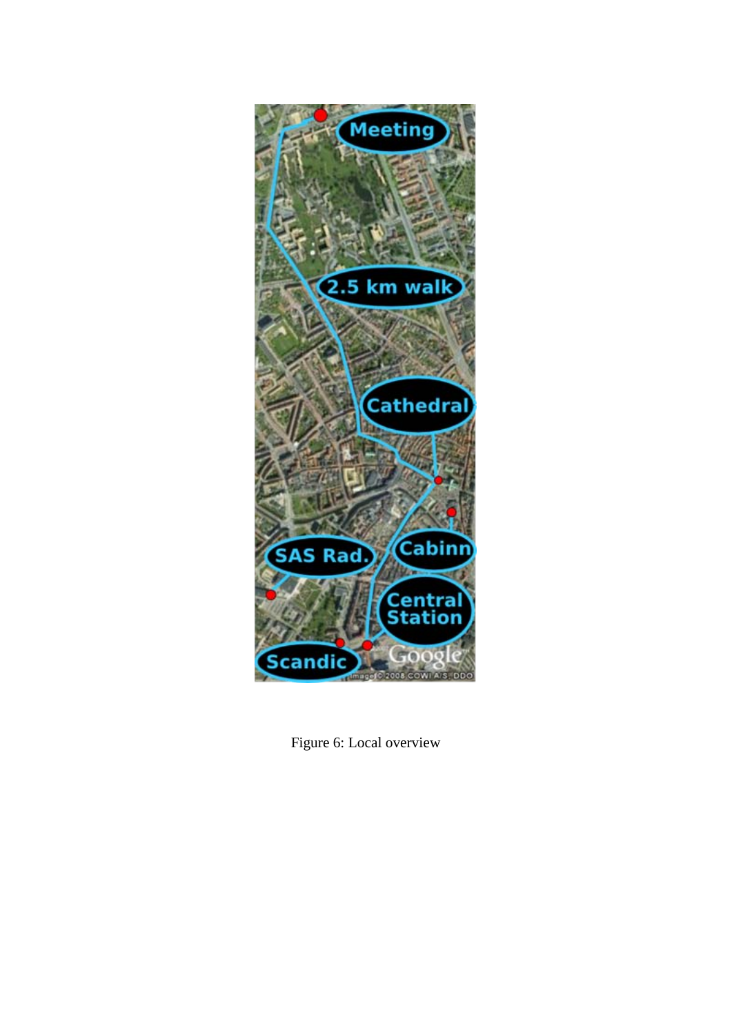Meeting

2.5 km walk

Cathedral

Cabinn

SAS Rad.

Central Station

Scandic

Image © 2008 COWI A/S, DDO

Figure 6: Local overview